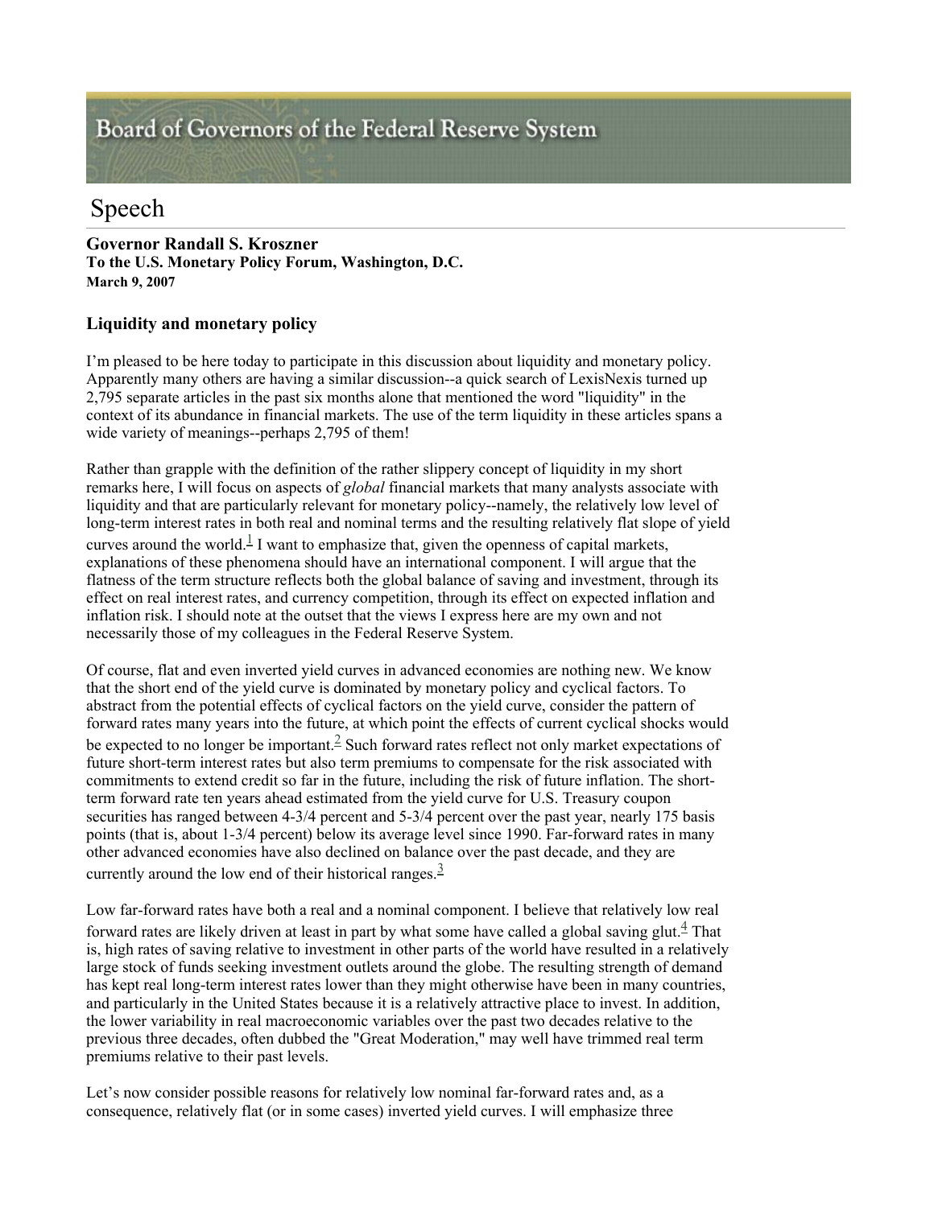Board of Governors of the Federal Reserve System

# Speech

**Governor Randall S. Kroszner**
**To the U.S. Monetary Policy Forum, Washington, D.C.**
**March 9, 2007**

### Liquidity and monetary policy

I'm pleased to be here today to participate in this discussion about liquidity and monetary policy. Apparently many others are having a similar discussion--a quick search of LexisNexis turned up 2,795 separate articles in the past six months alone that mentioned the word "liquidity" in the context of its abundance in financial markets. The use of the term liquidity in these articles spans a wide variety of meanings--perhaps 2,795 of them!

Rather than grapple with the definition of the rather slippery concept of liquidity in my short remarks here, I will focus on aspects of *global* financial markets that many analysts associate with liquidity and that are particularly relevant for monetary policy--namely, the relatively low level of long-term interest rates in both real and nominal terms and the resulting relatively flat slope of yield curves around the world.[1] I want to emphasize that, given the openness of capital markets, explanations of these phenomena should have an international component. I will argue that the flatness of the term structure reflects both the global balance of saving and investment, through its effect on real interest rates, and currency competition, through its effect on expected inflation and inflation risk. I should note at the outset that the views I express here are my own and not necessarily those of my colleagues in the Federal Reserve System.

Of course, flat and even inverted yield curves in advanced economies are nothing new. We know that the short end of the yield curve is dominated by monetary policy and cyclical factors. To abstract from the potential effects of cyclical factors on the yield curve, consider the pattern of forward rates many years into the future, at which point the effects of current cyclical shocks would be expected to no longer be important.[2] Such forward rates reflect not only market expectations of future short-term interest rates but also term premiums to compensate for the risk associated with commitments to extend credit so far in the future, including the risk of future inflation. The short-term forward rate ten years ahead estimated from the yield curve for U.S. Treasury coupon securities has ranged between 4-3/4 percent and 5-3/4 percent over the past year, nearly 175 basis points (that is, about 1-3/4 percent) below its average level since 1990. Far-forward rates in many other advanced economies have also declined on balance over the past decade, and they are currently around the low end of their historical ranges.[3]

Low far-forward rates have both a real and a nominal component. I believe that relatively low real forward rates are likely driven at least in part by what some have called a global saving glut.[4] That is, high rates of saving relative to investment in other parts of the world have resulted in a relatively large stock of funds seeking investment outlets around the globe. The resulting strength of demand has kept real long-term interest rates lower than they might otherwise have been in many countries, and particularly in the United States because it is a relatively attractive place to invest. In addition, the lower variability in real macroeconomic variables over the past two decades relative to the previous three decades, often dubbed the "Great Moderation," may well have trimmed real term premiums relative to their past levels.

Let's now consider possible reasons for relatively low nominal far-forward rates and, as a consequence, relatively flat (or in some cases) inverted yield curves. I will emphasize three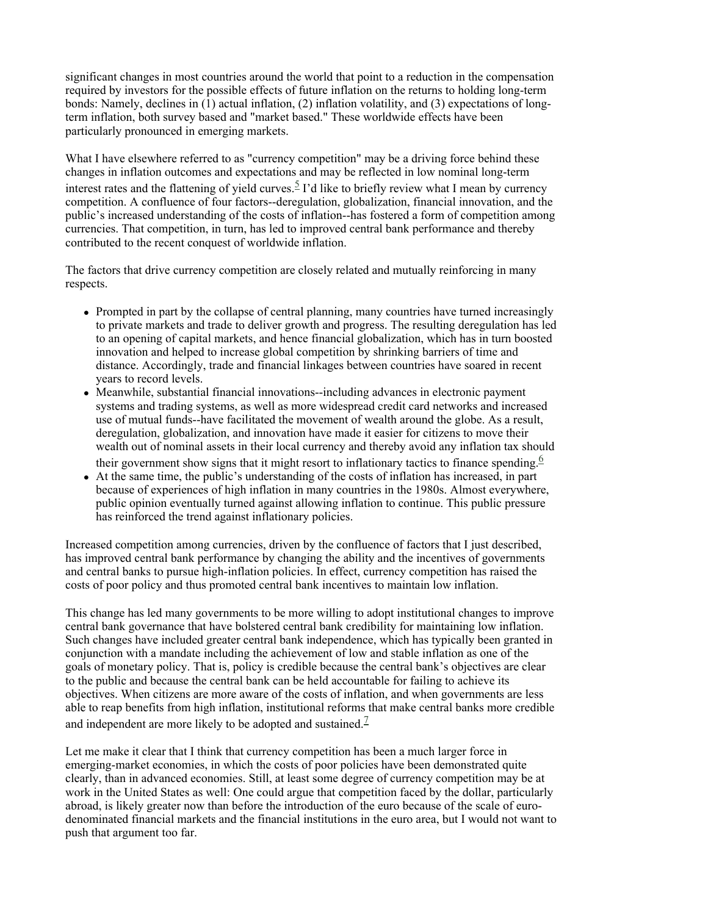significant changes in most countries around the world that point to a reduction in the compensation required by investors for the possible effects of future inflation on the returns to holding long-term bonds: Namely, declines in (1) actual inflation, (2) inflation volatility, and (3) expectations of long-term inflation, both survey based and "market based." These worldwide effects have been particularly pronounced in emerging markets.

What I have elsewhere referred to as "currency competition" may be a driving force behind these changes in inflation outcomes and expectations and may be reflected in low nominal long-term interest rates and the flattening of yield curves.[5] I'd like to briefly review what I mean by currency competition. A confluence of four factors--deregulation, globalization, financial innovation, and the public's increased understanding of the costs of inflation--has fostered a form of competition among currencies. That competition, in turn, has led to improved central bank performance and thereby contributed to the recent conquest of worldwide inflation.

The factors that drive currency competition are closely related and mutually reinforcing in many respects.

- Prompted in part by the collapse of central planning, many countries have turned increasingly to private markets and trade to deliver growth and progress. The resulting deregulation has led to an opening of capital markets, and hence financial globalization, which has in turn boosted innovation and helped to increase global competition by shrinking barriers of time and distance. Accordingly, trade and financial linkages between countries have soared in recent years to record levels.
- Meanwhile, substantial financial innovations--including advances in electronic payment systems and trading systems, as well as more widespread credit card networks and increased use of mutual funds--have facilitated the movement of wealth around the globe. As a result, deregulation, globalization, and innovation have made it easier for citizens to move their wealth out of nominal assets in their local currency and thereby avoid any inflation tax should their government show signs that it might resort to inflationary tactics to finance spending.[6]
- At the same time, the public's understanding of the costs of inflation has increased, in part because of experiences of high inflation in many countries in the 1980s. Almost everywhere, public opinion eventually turned against allowing inflation to continue. This public pressure has reinforced the trend against inflationary policies.

Increased competition among currencies, driven by the confluence of factors that I just described, has improved central bank performance by changing the ability and the incentives of governments and central banks to pursue high-inflation policies. In effect, currency competition has raised the costs of poor policy and thus promoted central bank incentives to maintain low inflation.

This change has led many governments to be more willing to adopt institutional changes to improve central bank governance that have bolstered central bank credibility for maintaining low inflation. Such changes have included greater central bank independence, which has typically been granted in conjunction with a mandate including the achievement of low and stable inflation as one of the goals of monetary policy. That is, policy is credible because the central bank's objectives are clear to the public and because the central bank can be held accountable for failing to achieve its objectives. When citizens are more aware of the costs of inflation, and when governments are less able to reap benefits from high inflation, institutional reforms that make central banks more credible and independent are more likely to be adopted and sustained.[7]

Let me make it clear that I think that currency competition has been a much larger force in emerging-market economies, in which the costs of poor policies have been demonstrated quite clearly, than in advanced economies. Still, at least some degree of currency competition may be at work in the United States as well: One could argue that competition faced by the dollar, particularly abroad, is likely greater now than before the introduction of the euro because of the scale of euro-denominated financial markets and the financial institutions in the euro area, but I would not want to push that argument too far.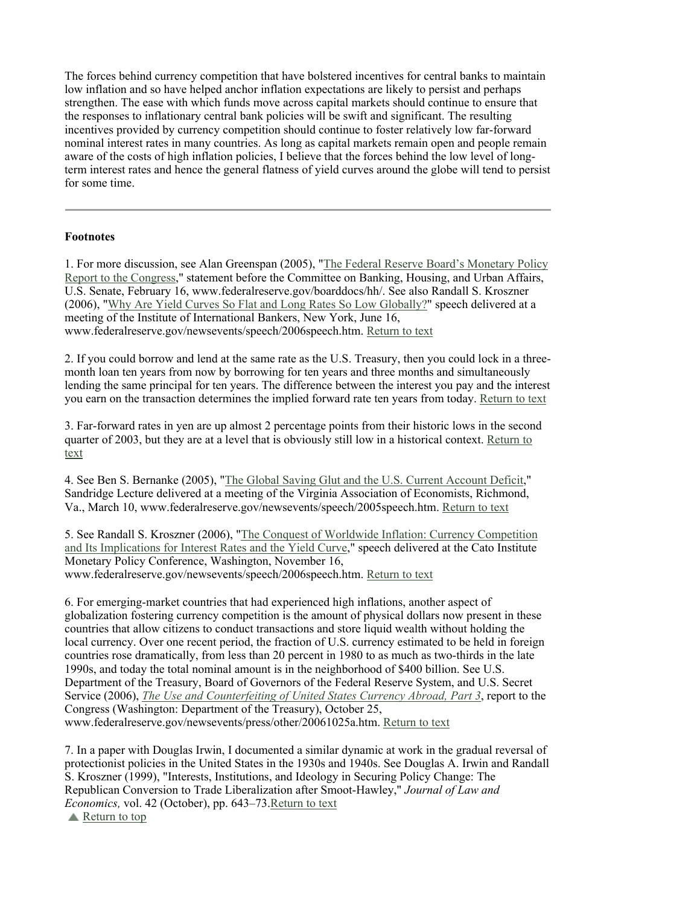The forces behind currency competition that have bolstered incentives for central banks to maintain low inflation and so have helped anchor inflation expectations are likely to persist and perhaps strengthen. The ease with which funds move across capital markets should continue to ensure that the responses to inflationary central bank policies will be swift and significant. The resulting incentives provided by currency competition should continue to foster relatively low far-forward nominal interest rates in many countries. As long as capital markets remain open and people remain aware of the costs of high inflation policies, I believe that the forces behind the low level of long-term interest rates and hence the general flatness of yield curves around the globe will tend to persist for some time.

---

**Footnotes**

1. For more discussion, see Alan Greenspan (2005), "The Federal Reserve Board's Monetary Policy Report to the Congress," statement before the Committee on Banking, Housing, and Urban Affairs, U.S. Senate, February 16, www.federalreserve.gov/boarddocs/hh/. See also Randall S. Kroszner (2006), "Why Are Yield Curves So Flat and Long Rates So Low Globally?" speech delivered at a meeting of the Institute of International Bankers, New York, June 16, www.federalreserve.gov/newsevents/speech/2006speech.htm. Return to text

2. If you could borrow and lend at the same rate as the U.S. Treasury, then you could lock in a three-month loan ten years from now by borrowing for ten years and three months and simultaneously lending the same principal for ten years. The difference between the interest you pay and the interest you earn on the transaction determines the implied forward rate ten years from today. Return to text

3. Far-forward rates in yen are up almost 2 percentage points from their historic lows in the second quarter of 2003, but they are at a level that is obviously still low in a historical context. Return to text

4. See Ben S. Bernanke (2005), "The Global Saving Glut and the U.S. Current Account Deficit," Sandridge Lecture delivered at a meeting of the Virginia Association of Economists, Richmond, Va., March 10, www.federalreserve.gov/newsevents/speech/2005speech.htm. Return to text

5. See Randall S. Kroszner (2006), "The Conquest of Worldwide Inflation: Currency Competition and Its Implications for Interest Rates and the Yield Curve," speech delivered at the Cato Institute Monetary Policy Conference, Washington, November 16, www.federalreserve.gov/newsevents/speech/2006speech.htm. Return to text

6. For emerging-market countries that had experienced high inflations, another aspect of globalization fostering currency competition is the amount of physical dollars now present in these countries that allow citizens to conduct transactions and store liquid wealth without holding the local currency. Over one recent period, the fraction of U.S. currency estimated to be held in foreign countries rose dramatically, from less than 20 percent in 1980 to as much as two-thirds in the late 1990s, and today the total nominal amount is in the neighborhood of $400 billion. See U.S. Department of the Treasury, Board of Governors of the Federal Reserve System, and U.S. Secret Service (2006), *The Use and Counterfeiting of United States Currency Abroad, Part 3*, report to the Congress (Washington: Department of the Treasury), October 25, www.federalreserve.gov/newsevents/press/other/20061025a.htm. Return to text

7. In a paper with Douglas Irwin, I documented a similar dynamic at work in the gradual reversal of protectionist policies in the United States in the 1930s and 1940s. See Douglas A. Irwin and Randall S. Kroszner (1999), "Interests, Institutions, and Ideology in Securing Policy Change: The Republican Conversion to Trade Liberalization after Smoot-Hawley," *Journal of Law and Economics,* vol. 42 (October), pp. 643–73. Return to text

▲ Return to top